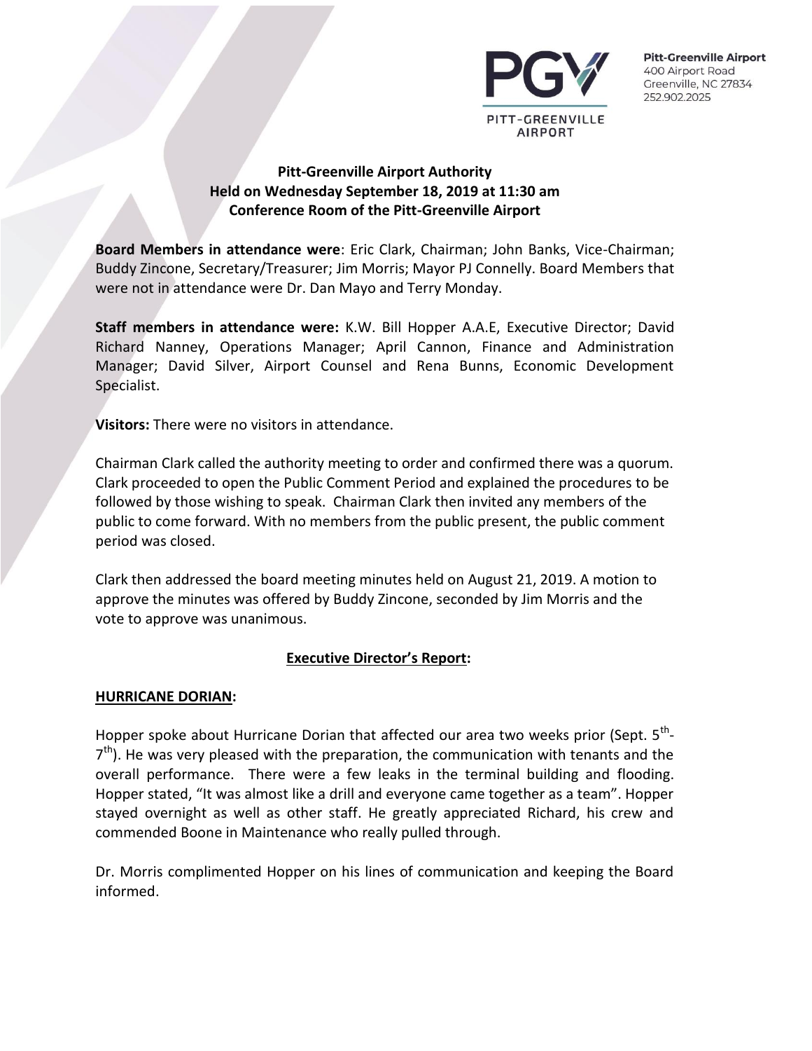**Pitt-Greenville Airport**
400 Airport Road
Greenville, NC 27834
252.902.2025

# Pitt-Greenville Airport Authority
## Held on Wednesday September 18, 2019 at 11:30 am
## Conference Room of the Pitt-Greenville Airport

**Board Members in attendance were**: Eric Clark, Chairman; John Banks, Vice-Chairman; Buddy Zincone, Secretary/Treasurer; Jim Morris; Mayor PJ Connelly. Board Members that were not in attendance were Dr. Dan Mayo and Terry Monday.

**Staff members in attendance were:** K.W. Bill Hopper A.A.E, Executive Director; David Richard Nanney, Operations Manager; April Cannon, Finance and Administration Manager; David Silver, Airport Counsel and Rena Bunns, Economic Development Specialist.

**Visitors:** There were no visitors in attendance.

Chairman Clark called the authority meeting to order and confirmed there was a quorum. Clark proceeded to open the Public Comment Period and explained the procedures to be followed by those wishing to speak. Chairman Clark then invited any members of the public to come forward. With no members from the public present, the public comment period was closed.

Clark then addressed the board meeting minutes held on August 21, 2019. A motion to approve the minutes was offered by Buddy Zincone, seconded by Jim Morris and the vote to approve was unanimous.

## Executive Director's Report:

### HURRICANE DORIAN:

Hopper spoke about Hurricane Dorian that affected our area two weeks prior (Sept. 5th-7th). He was very pleased with the preparation, the communication with tenants and the overall performance. There were a few leaks in the terminal building and flooding. Hopper stated, "It was almost like a drill and everyone came together as a team". Hopper stayed overnight as well as other staff. He greatly appreciated Richard, his crew and commended Boone in Maintenance who really pulled through.

Dr. Morris complimented Hopper on his lines of communication and keeping the Board informed.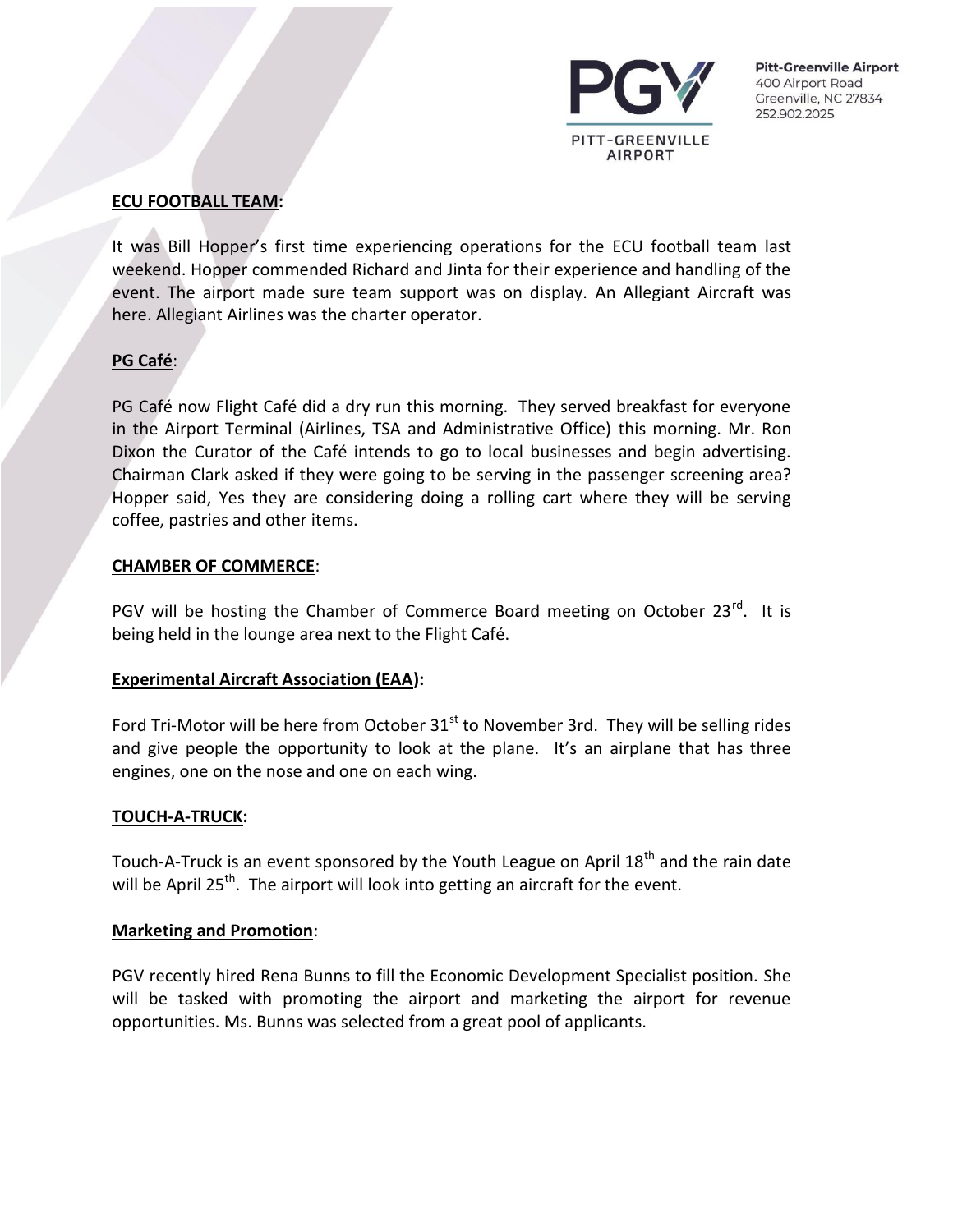**ECU FOOTBALL TEAM:**

It was Bill Hopper's first time experiencing operations for the ECU football team last weekend. Hopper commended Richard and Jinta for their experience and handling of the event. The airport made sure team support was on display. An Allegiant Aircraft was here. Allegiant Airlines was the charter operator.

**PG Café**:

PG Café now Flight Café did a dry run this morning. They served breakfast for everyone in the Airport Terminal (Airlines, TSA and Administrative Office) this morning. Mr. Ron Dixon the Curator of the Café intends to go to local businesses and begin advertising. Chairman Clark asked if they were going to be serving in the passenger screening area? Hopper said, Yes they are considering doing a rolling cart where they will be serving coffee, pastries and other items.

**CHAMBER OF COMMERCE**:

PGV will be hosting the Chamber of Commerce Board meeting on October 23rd. It is being held in the lounge area next to the Flight Café.

**Experimental Aircraft Association (EAA):**

Ford Tri-Motor will be here from October 31st to November 3rd. They will be selling rides and give people the opportunity to look at the plane. It's an airplane that has three engines, one on the nose and one on each wing.

**TOUCH-A-TRUCK:**

Touch-A-Truck is an event sponsored by the Youth League on April 18th and the rain date will be April 25th. The airport will look into getting an aircraft for the event.

**Marketing and Promotion**:

PGV recently hired Rena Bunns to fill the Economic Development Specialist position. She will be tasked with promoting the airport and marketing the airport for revenue opportunities. Ms. Bunns was selected from a great pool of applicants.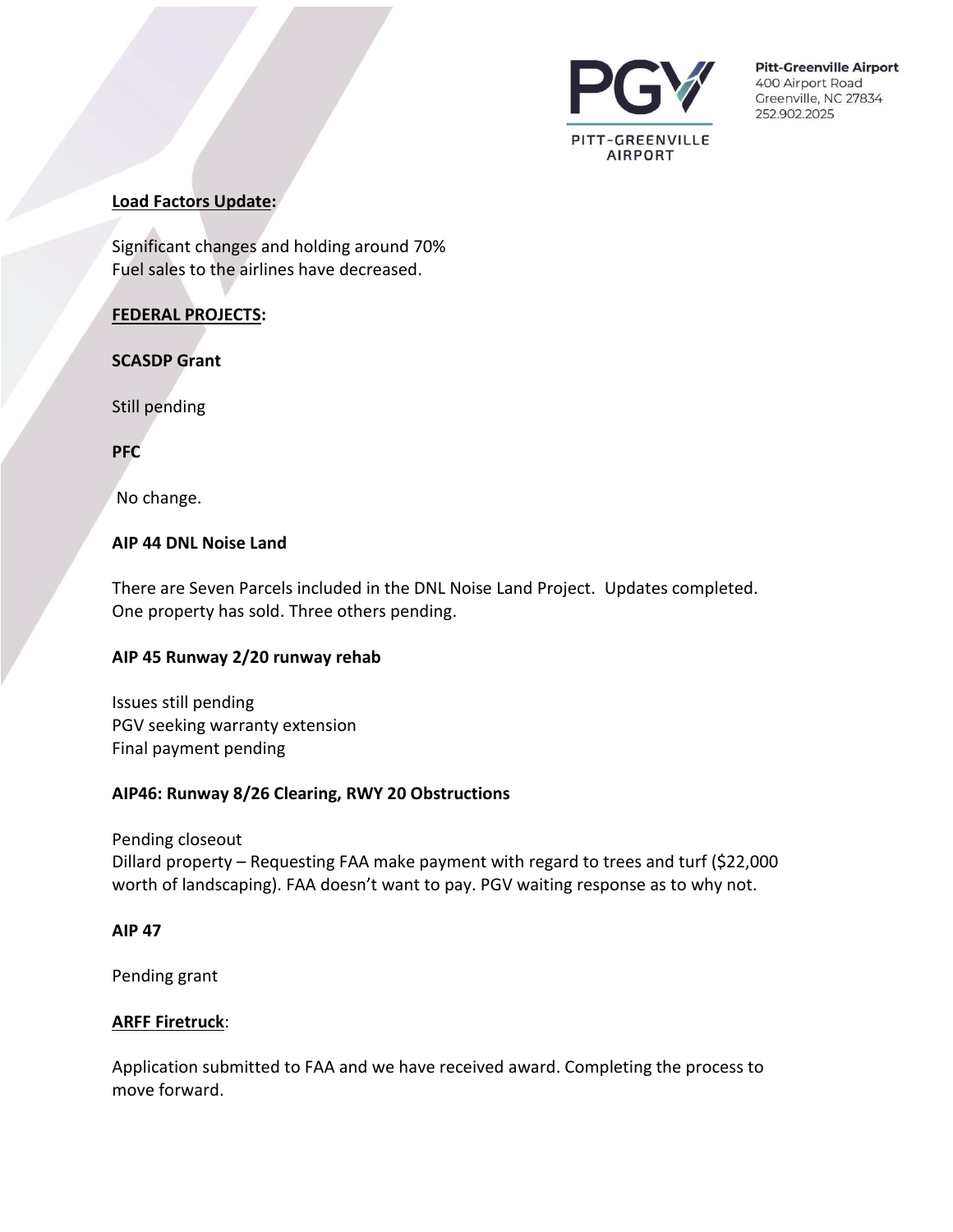**Load Factors Update:**

Significant changes and holding around 70%
Fuel sales to the airlines have decreased.

**FEDERAL PROJECTS:**

**SCASDP Grant**

Still pending

**PFC**

No change.

**AIP 44 DNL Noise Land**

There are Seven Parcels included in the DNL Noise Land Project. Updates completed. One property has sold. Three others pending.

**AIP 45 Runway 2/20 runway rehab**

Issues still pending
PGV seeking warranty extension
Final payment pending

**AIP46: Runway 8/26 Clearing, RWY 20 Obstructions**

Pending closeout
Dillard property – Requesting FAA make payment with regard to trees and turf ($22,000 worth of landscaping). FAA doesn't want to pay. PGV waiting response as to why not.

**AIP 47**

Pending grant

**ARFF Firetruck**:

Application submitted to FAA and we have received award. Completing the process to move forward.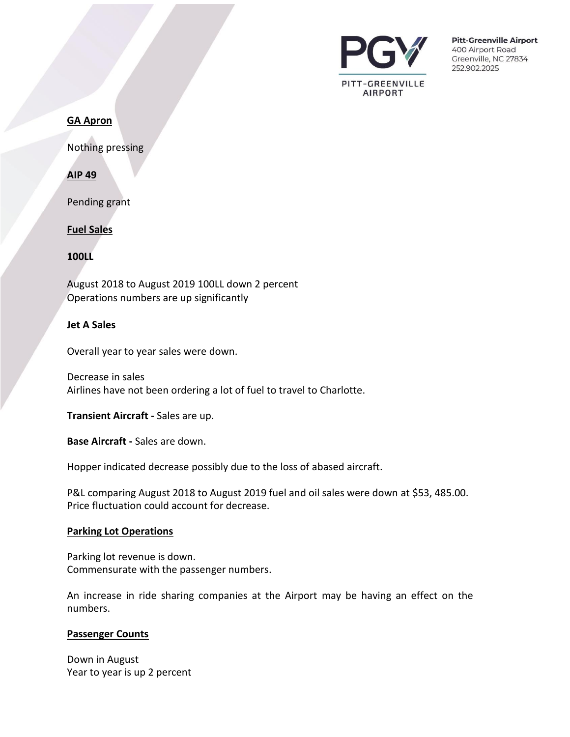## GA Apron

Nothing pressing

## AIP 49

Pending grant

## Fuel Sales

### 100LL

August 2018 to August 2019 100LL down 2 percent
Operations numbers are up significantly

### Jet A Sales

Overall year to year sales were down.

Decrease in sales
Airlines have not been ordering a lot of fuel to travel to Charlotte.

**Transient Aircraft -** Sales are up.

**Base Aircraft -** Sales are down.

Hopper indicated decrease possibly due to the loss of abased aircraft.

P&L comparing August 2018 to August 2019 fuel and oil sales were down at $53, 485.00.
Price fluctuation could account for decrease.

## Parking Lot Operations

Parking lot revenue is down.
Commensurate with the passenger numbers.

An increase in ride sharing companies at the Airport may be having an effect on the numbers.

## Passenger Counts

Down in August
Year to year is up 2 percent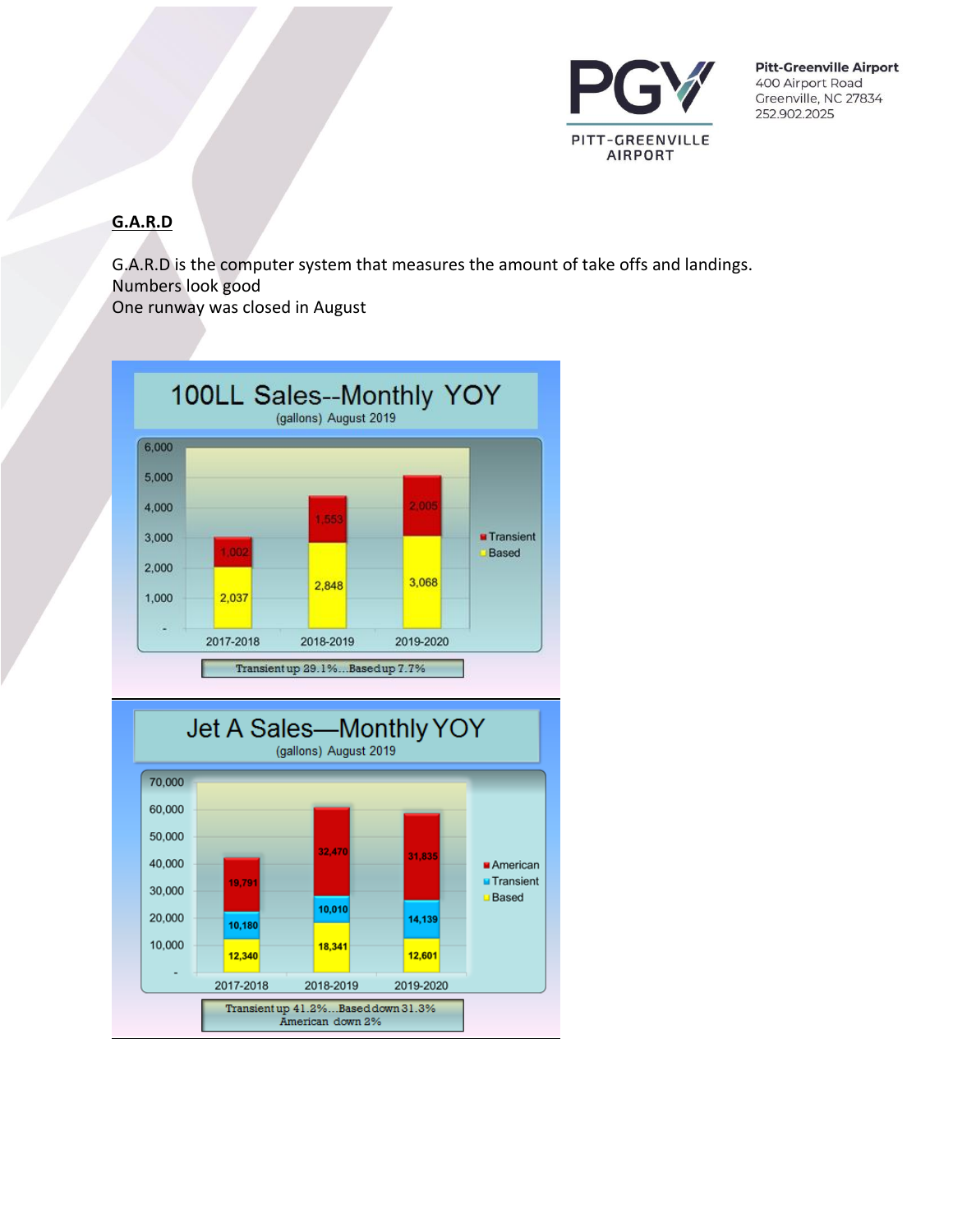## G.A.R.D

G.A.R.D is the computer system that measures the amount of take offs and landings.
Numbers look good
One runway was closed in August

**100LL Sales--Monthly YOY**
(gallons) August 2019

| | 2017-2018 | 2018-2019 | 2019-2020 |
|---|---|---|---|
| Transient | 1,002 | 1,553 | 2,005 |
| Based | 2,037 | 2,848 | 3,068 |

Transient up 29.1%...Based up 7.7%

**Jet A Sales—Monthly YOY**
(gallons) August 2019

| | 2017-2018 | 2018-2019 | 2019-2020 |
|---|---|---|---|
| American | 19,791 | 32,470 | 31,835 |
| Transient | 10,180 | 10,010 | 14,139 |
| Based | 12,340 | 18,341 | 12,601 |

Transient up 41.2%...Based down 31.3%
American down 2%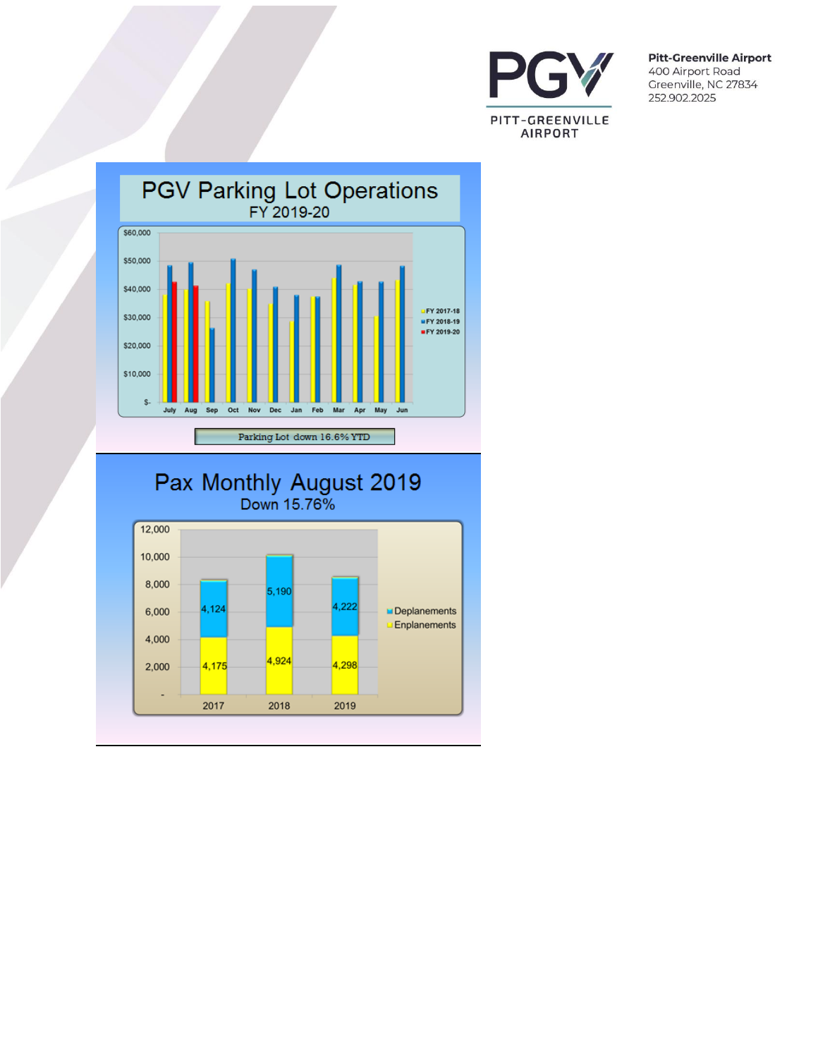Pitt-Greenville Airport
400 Airport Road
Greenville, NC 27834
252.902.2025

# PGV Parking Lot Operations

FY 2019-20

| Month | FY 2017-18 | FY 2018-19 | FY 2019-20 |
|---|---|---|---|
| July | ~$38,000 | ~$48,000 | ~$42,000 |
| Aug | ~$40,000 | ~$49,000 | ~$41,000 |
| Sep | ~$35,000 | ~$26,000 | |
| Oct | ~$42,000 | ~$51,000 | |
| Nov | ~$40,000 | ~$47,000 | |
| Dec | ~$35,000 | ~$41,000 | |
| Jan | ~$29,000 | ~$38,000 | |
| Feb | ~$37,000 | ~$37,000 | |
| Mar | ~$44,000 | ~$48,000 | |
| Apr | ~$41,000 | ~$43,000 | |
| May | ~$30,000 | ~$42,000 | |
| Jun | ~$43,000 | ~$48,000 | |

Parking Lot down 16.6% YTD

# Pax Monthly August 2019

Down 15.76%

| Year | Enplanements | Deplanements |
|---|---|---|
| 2017 | 4,175 | 4,124 |
| 2018 | 4,924 | 5,190 |
| 2019 | 4,298 | 4,222 |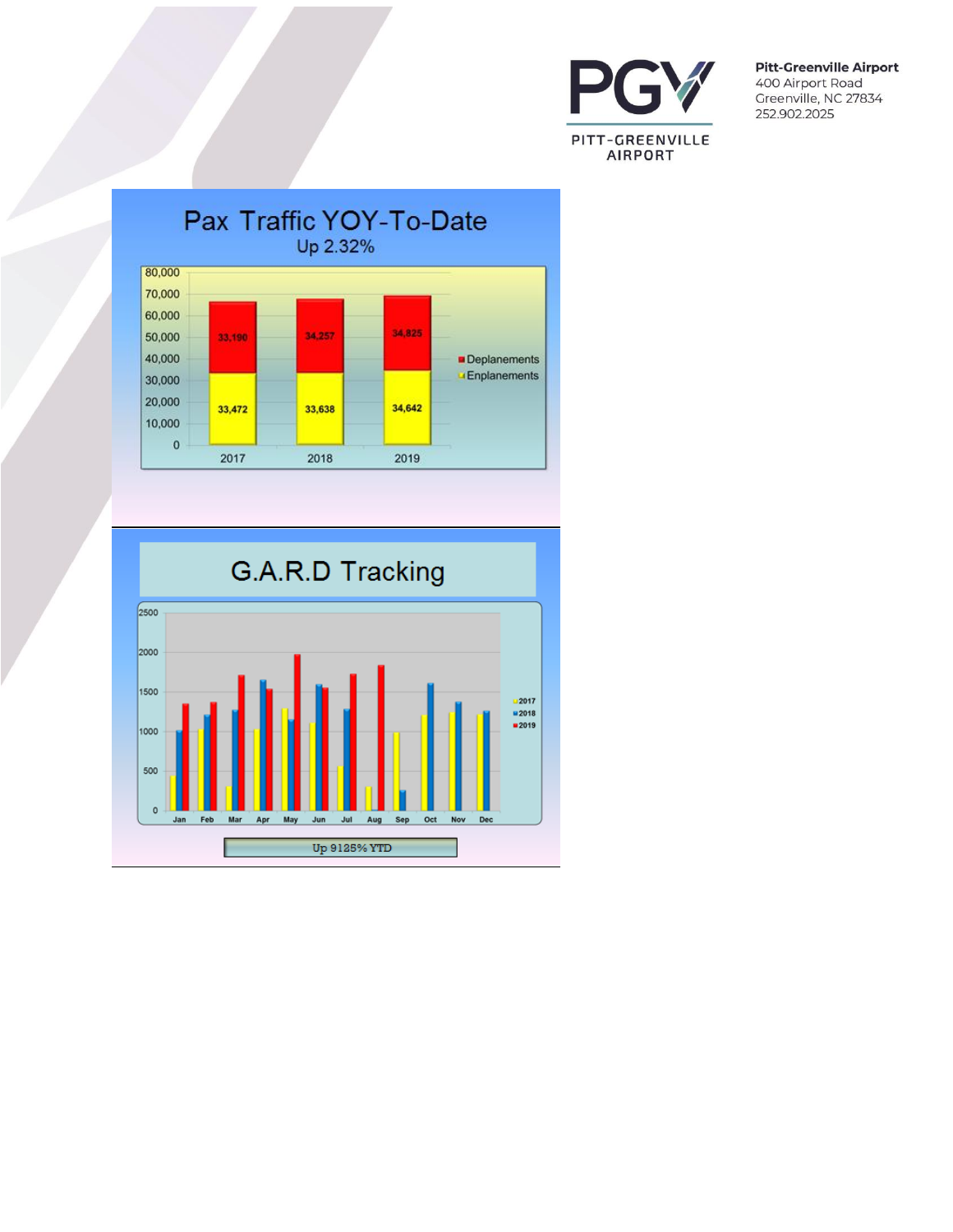**Pitt-Greenville Airport**
400 Airport Road
Greenville, NC 27834
252.902.2025

## Pax Traffic YOY-To-Date

Up 2.32%

| Year | Enplanements | Deplanements |
|---|---|---|
| 2017 | 33,472 | 33,190 |
| 2018 | 33,638 | 34,257 |
| 2019 | 34,642 | 34,825 |

## G.A.R.D Tracking

Up 9125% YTD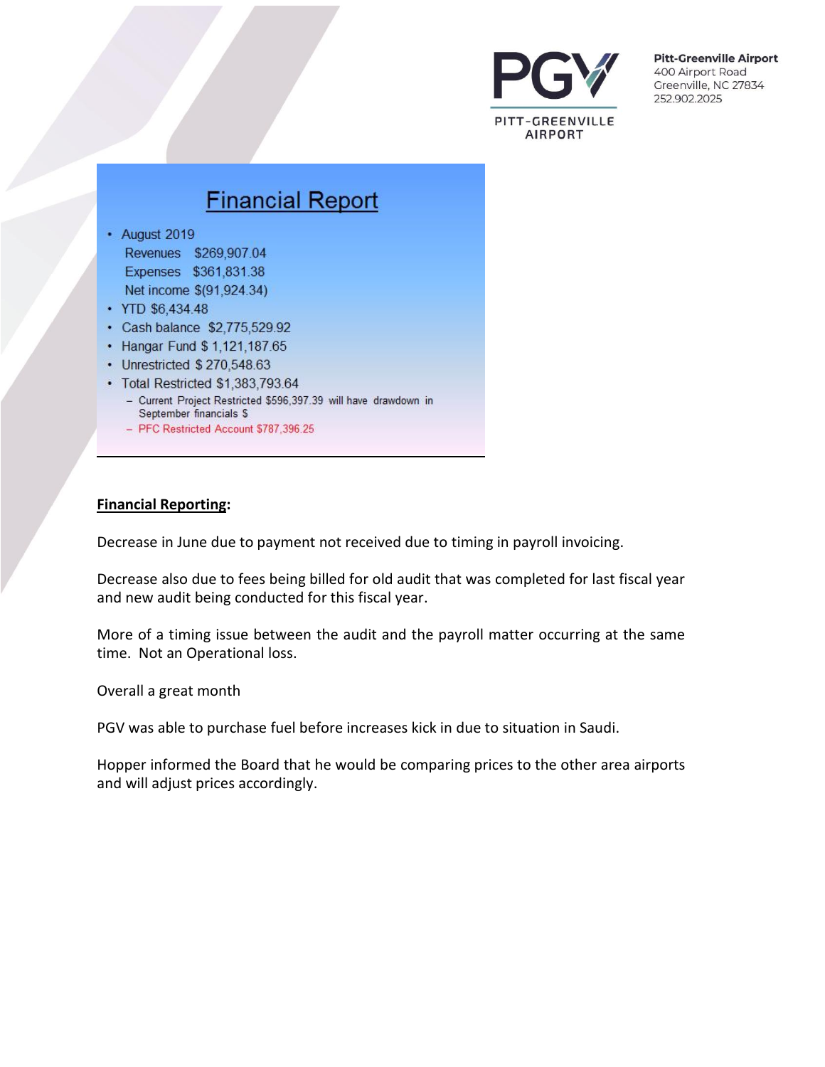## Financial Report

- August 2019
  - Revenues $269,907.04
  - Expenses $361,831.38
  - Net income $(91,924.34)
- YTD $6,434.48
- Cash balance $2,775,529.92
- Hangar Fund $ 1,121,187.65
- Unrestricted $ 270,548.63
- Total Restricted $1,383,793.64
  - Current Project Restricted $596,397.39 will have drawdown in September financials $
  - PFC Restricted Account $787,396.25

**Financial Reporting:**

Decrease in June due to payment not received due to timing in payroll invoicing.

Decrease also due to fees being billed for old audit that was completed for last fiscal year and new audit being conducted for this fiscal year.

More of a timing issue between the audit and the payroll matter occurring at the same time. Not an Operational loss.

Overall a great month

PGV was able to purchase fuel before increases kick in due to situation in Saudi.

Hopper informed the Board that he would be comparing prices to the other area airports and will adjust prices accordingly.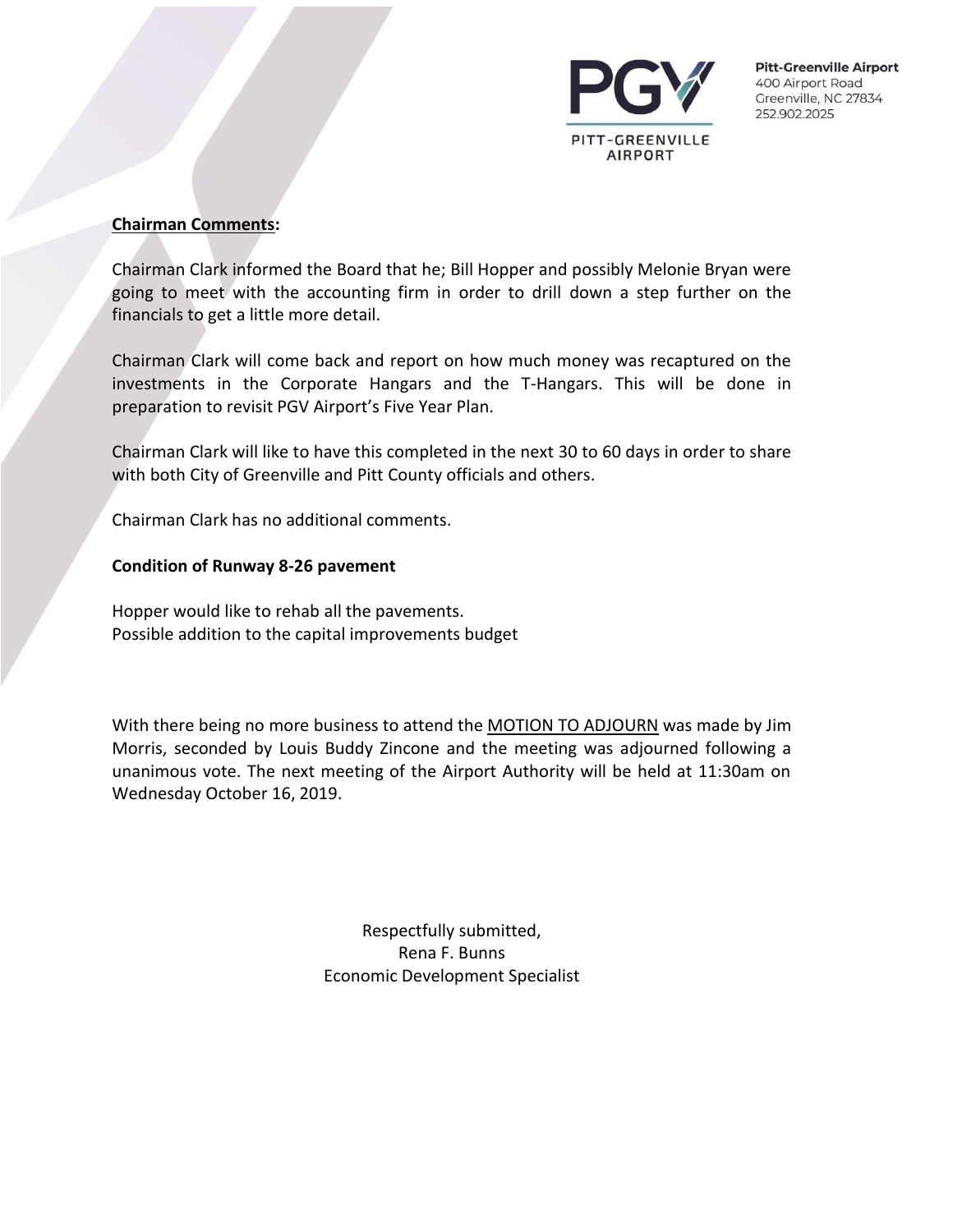**Chairman Comments:**

Chairman Clark informed the Board that he; Bill Hopper and possibly Melonie Bryan were going to meet with the accounting firm in order to drill down a step further on the financials to get a little more detail.

Chairman Clark will come back and report on how much money was recaptured on the investments in the Corporate Hangars and the T-Hangars. This will be done in preparation to revisit PGV Airport's Five Year Plan.

Chairman Clark will like to have this completed in the next 30 to 60 days in order to share with both City of Greenville and Pitt County officials and others.

Chairman Clark has no additional comments.

**Condition of Runway 8-26 pavement**

Hopper would like to rehab all the pavements.
Possible addition to the capital improvements budget

With there being no more business to attend the MOTION TO ADJOURN was made by Jim Morris, seconded by Louis Buddy Zincone and the meeting was adjourned following a unanimous vote. The next meeting of the Airport Authority will be held at 11:30am on Wednesday October 16, 2019.

Respectfully submitted,
Rena F. Bunns
Economic Development Specialist